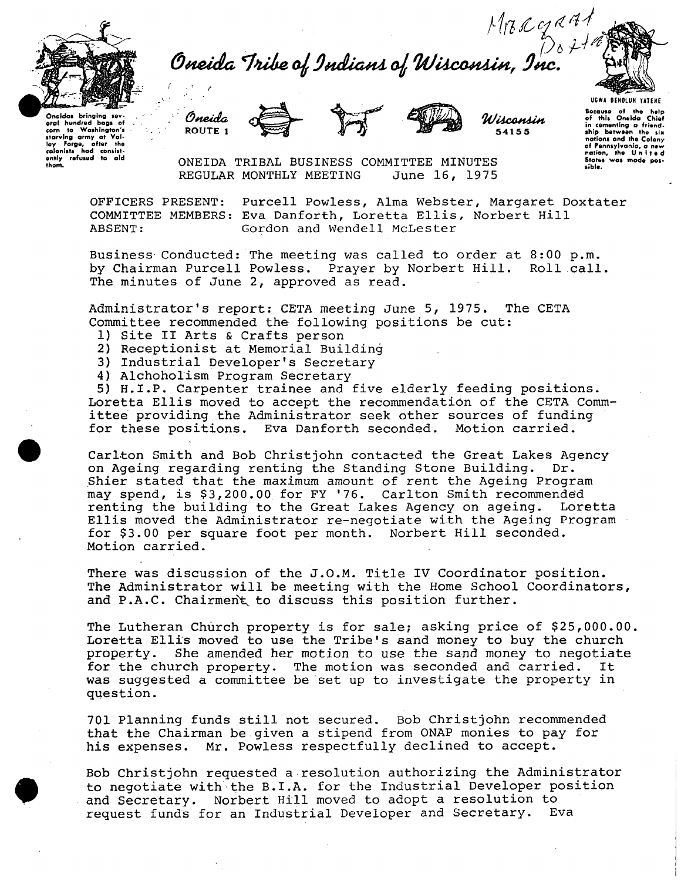Margaret Doxtater

# Oneida Tribe of Indians of Wisconsin, Inc.

Oneidas bringing several hundred bags of corn to Washington's starving army at Valley Forge, after the colonists had consistently refused to aid them.

Oneida ROUTE 1 — Wisconsin 54155

UGWA DEHOLUH YATEHE

Because of the help of this Oneida Chief in cementing a friendship between the six nations and the Colony of Pennsylvania, a new nation, the United States was made possible.

ONEIDA TRIBAL BUSINESS COMMITTEE MINUTES
REGULAR MONTHLY MEETING June 16, 1975

OFFICERS PRESENT: Purcell Powless, Alma Webster, Margaret Doxtater
COMMITTEE MEMBERS: Eva Danforth, Loretta Ellis, Norbert Hill
ABSENT: Gordon and Wendell McLester

Business Conducted: The meeting was called to order at 8:00 p.m. by Chairman Purcell Powless. Prayer by Norbert Hill. Roll call. The minutes of June 2, approved as read.

Administrator's report: CETA meeting June 5, 1975. The CETA Committee recommended the following positions be cut:

1) Site II Arts & Crafts person
2) Receptionist at Memorial Building
3) Industrial Developer's Secretary
4) Alchoholism Program Secretary
5) H.I.P. Carpenter trainee and five elderly feeding positions.

Loretta Ellis moved to accept the recommendation of the CETA Committee providing the Administrator seek other sources of funding for these positions. Eva Danforth seconded. Motion carried.

Carlton Smith and Bob Christjohn contacted the Great Lakes Agency on Ageing regarding renting the Standing Stone Building. Dr. Shier stated that the maximum amount of rent the Ageing Program may spend, is $3,200.00 for FY '76. Carlton Smith recommended renting the building to the Great Lakes Agency on ageing. Loretta Ellis moved the Administrator re-negotiate with the Ageing Program for $3.00 per square foot per month. Norbert Hill seconded. Motion carried.

There was discussion of the J.O.M. Title IV Coordinator position. The Administrator will be meeting with the Home School Coordinators, and P.A.C. Chairment to discuss this position further.

The Lutheran Church property is for sale; asking price of $25,000.00. Loretta Ellis moved to use the Tribe's sand money to buy the church property. She amended her motion to use the sand money to negotiate for the church property. The motion was seconded and carried. It was suggested a committee be set up to investigate the property in question.

701 Planning funds still not secured. Bob Christjohn recommended that the Chairman be given a stipend from ONAP monies to pay for his expenses. Mr. Powless respectfully declined to accept.

Bob Christjohn requested a resolution authorizing the Administrator to negotiate with the B.I.A. for the Industrial Developer position and Secretary. Norbert Hill moved to adopt a resolution to request funds for an Industrial Developer and Secretary. Eva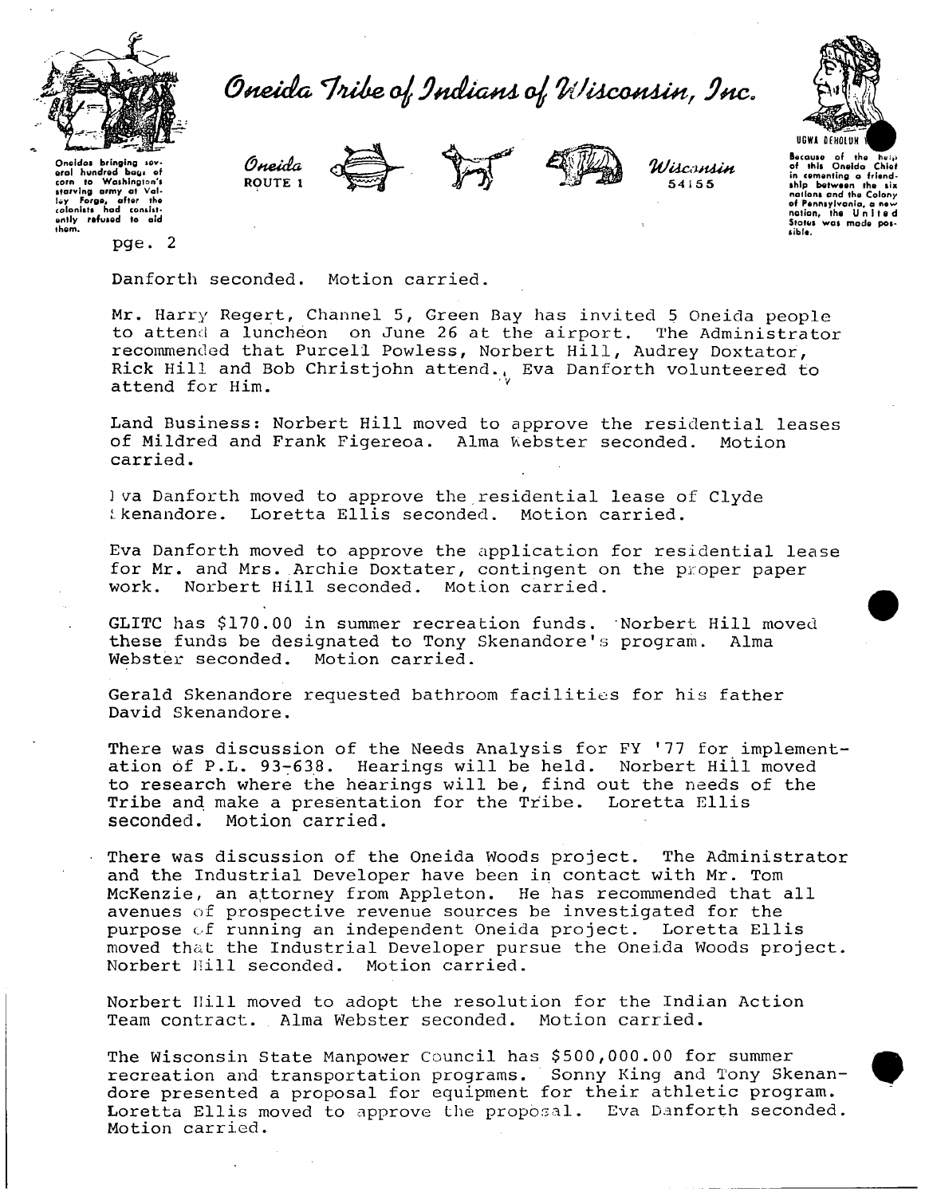Danforth seconded. Motion carried.

Mr. Harry Regert, Channel 5, Green Bay has invited 5 Oneida people to attend a luncheon on June 26 at the airport. The Administrator recommended that Purcell Powless, Norbert Hill, Audrey Doxtator, Rick Hill and Bob Christjohn attend. Eva Danforth volunteered to attend for Him.

Land Business: Norbert Hill moved to approve the residential leases of Mildred and Frank Figereoa. Alma Webster seconded. Motion carried.

Eva Danforth moved to approve the residential lease of Clyde Skenandore. Loretta Ellis seconded. Motion carried.

Eva Danforth moved to approve the application for residential lease for Mr. and Mrs. Archie Doxtater, contingent on the proper paper work. Norbert Hill seconded. Motion carried.

GLITC has $170.00 in summer recreation funds. Norbert Hill moved these funds be designated to Tony Skenandore's program. Alma Webster seconded. Motion carried.

Gerald Skenandore requested bathroom facilities for his father David Skenandore.

There was discussion of the Needs Analysis for FY '77 for implementation of P.L. 93-638. Hearings will be held. Norbert Hill moved to research where the hearings will be, find out the needs of the Tribe and make a presentation for the Tribe. Loretta Ellis seconded. Motion carried.

There was discussion of the Oneida Woods project. The Administrator and the Industrial Developer have been in contact with Mr. Tom McKenzie, an attorney from Appleton. He has recommended that all avenues of prospective revenue sources be investigated for the purpose of running an independent Oneida project. Loretta Ellis moved that the Industrial Developer pursue the Oneida Woods project. Norbert Hill seconded. Motion carried.

Norbert Hill moved to adopt the resolution for the Indian Action Team contract. Alma Webster seconded. Motion carried.

The Wisconsin State Manpower Council has $500,000.00 for summer recreation and transportation programs. Sonny King and Tony Skenandore presented a proposal for equipment for their athletic program. Loretta Ellis moved to approve the proposal. Eva Danforth seconded. Motion carried.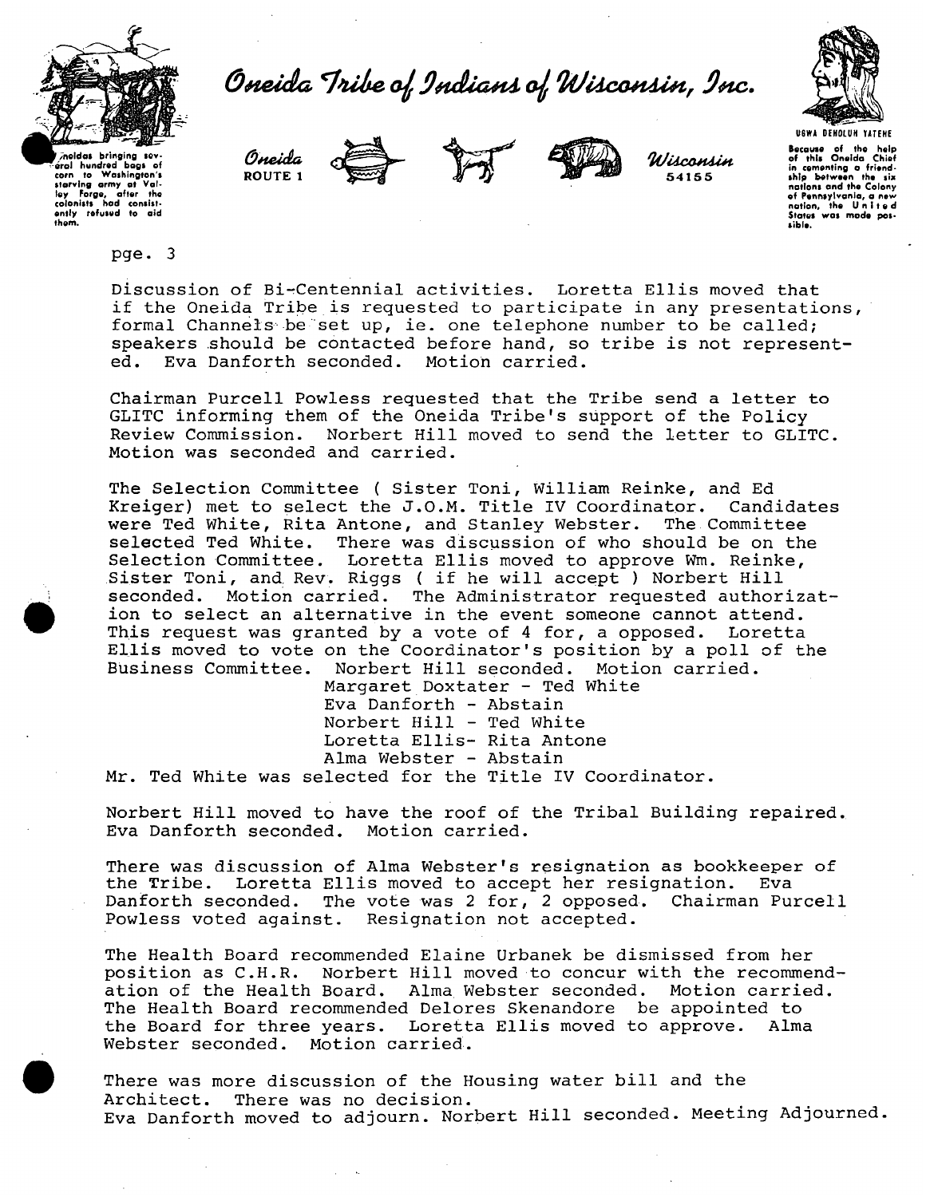Oneida Tribe of Indians of Wisconsin, Inc.

Oneida ROUTE 1 Wisconsin 54155

Oneidas bringing several hundred bags of corn to Washington's starving army at Valley Forge, after the colonists had consistently refused to aid them.

UGWA DEHOLUH YATEHE

Because of the help of this Oneida Chief in cementing a friendship between the six nations and the Colony of Pennsylvania, a new nation, the United States was made possible.

pge. 3

Discussion of Bi-Centennial activities. Loretta Ellis moved that if the Oneida Tribe is requested to participate in any presentations, formal Channels be set up, ie. one telephone number to be called; speakers should be contacted before hand, so tribe is not represented. Eva Danforth seconded. Motion carried.

Chairman Purcell Powless requested that the Tribe send a letter to GLITC informing them of the Oneida Tribe's support of the Policy Review Commission. Norbert Hill moved to send the letter to GLITC. Motion was seconded and carried.

The Selection Committee ( Sister Toni, William Reinke, and Ed Kreiger) met to select the J.O.M. Title IV Coordinator. Candidates were Ted White, Rita Antone, and Stanley Webster. The Committee selected Ted White. There was discussion of who should be on the Selection Committee. Loretta Ellis moved to approve Wm. Reinke, Sister Toni, and Rev. Riggs ( if he will accept ) Norbert Hill seconded. Motion carried. The Administrator requested authorization to select an alternative in the event someone cannot attend. This request was granted by a vote of 4 for, a opposed. Loretta Ellis moved to vote on the Coordinator's position by a poll of the Business Committee. Norbert Hill seconded. Motion carried.

Margaret Doxtater - Ted White
Eva Danforth - Abstain
Norbert Hill - Ted White
Loretta Ellis- Rita Antone
Alma Webster - Abstain

Mr. Ted White was selected for the Title IV Coordinator.

Norbert Hill moved to have the roof of the Tribal Building repaired. Eva Danforth seconded. Motion carried.

There was discussion of Alma Webster's resignation as bookkeeper of the Tribe. Loretta Ellis moved to accept her resignation. Eva Danforth seconded. The vote was 2 for, 2 opposed. Chairman Purcell Powless voted against. Resignation not accepted.

The Health Board recommended Elaine Urbanek be dismissed from her position as C.H.R. Norbert Hill moved to concur with the recommendation of the Health Board. Alma Webster seconded. Motion carried. The Health Board recommended Delores Skenandore be appointed to the Board for three years. Loretta Ellis moved to approve. Alma Webster seconded. Motion carried.

There was more discussion of the Housing water bill and the Architect. There was no decision.
Eva Danforth moved to adjourn. Norbert Hill seconded. Meeting Adjourned.